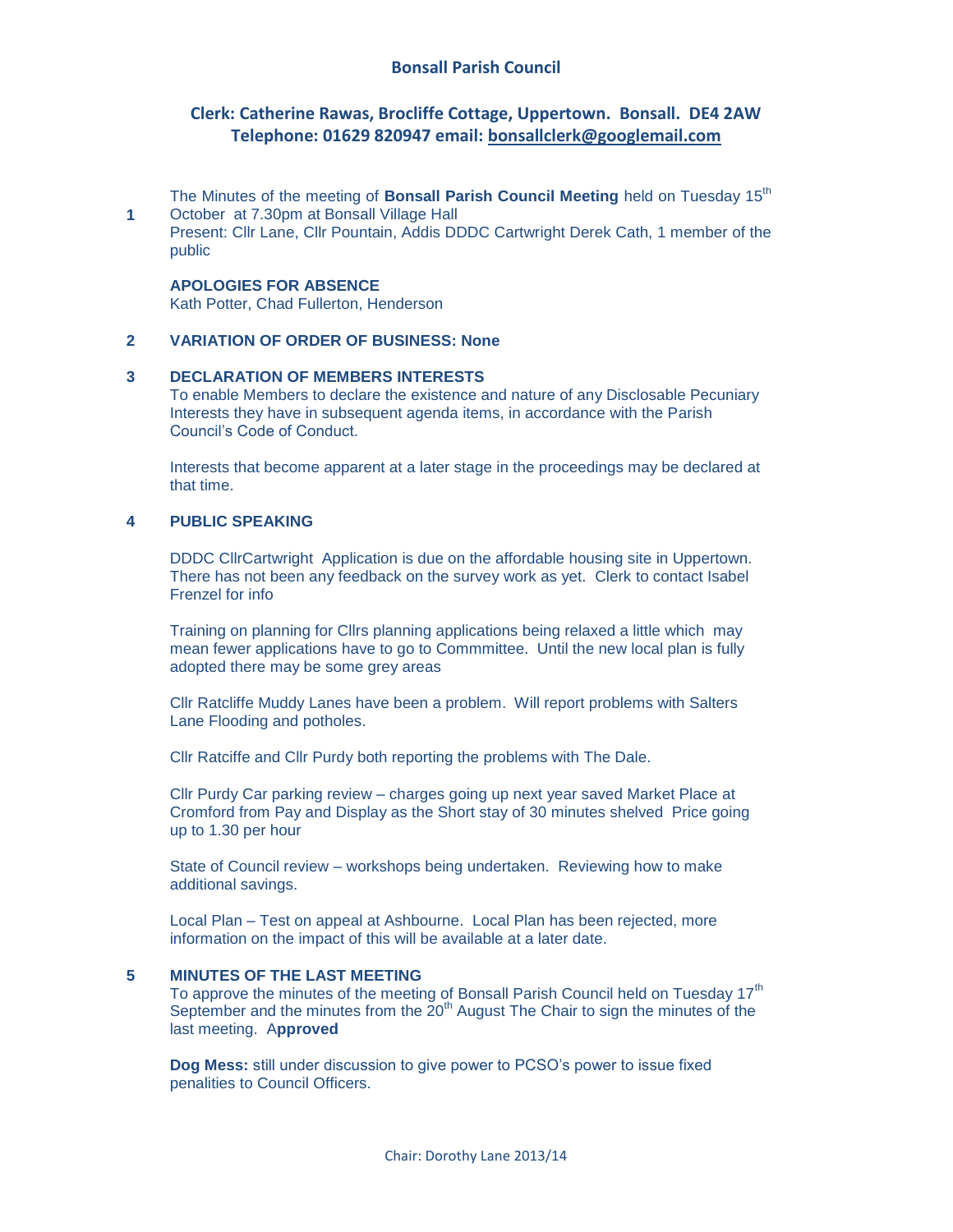# Bonsall Parish Council

## Clerk: Catherine Rawas, Brocliffe Cottage, Uppertown. Bonsall. DE4 2AW
## Telephone: 01629 820947 email: bonsallclerk@googlemail.com

**1** The Minutes of the meeting of **Bonsall Parish Council Meeting** held on Tuesday 15th October at 7.30pm at Bonsall Village Hall
Present: Cllr Lane, Cllr Pountain, Addis DDDC Cartwright Derek Cath, 1 member of the public

**APOLOGIES FOR ABSENCE**
Kath Potter, Chad Fullerton, Henderson

**2 VARIATION OF ORDER OF BUSINESS: None**

**3 DECLARATION OF MEMBERS INTERESTS**
To enable Members to declare the existence and nature of any Disclosable Pecuniary Interests they have in subsequent agenda items, in accordance with the Parish Council's Code of Conduct.

Interests that become apparent at a later stage in the proceedings may be declared at that time.

**4 PUBLIC SPEAKING**

DDDC CllrCartwright Application is due on the affordable housing site in Uppertown. There has not been any feedback on the survey work as yet. Clerk to contact Isabel Frenzel for info

Training on planning for Cllrs planning applications being relaxed a little which may mean fewer applications have to go to Commmittee. Until the new local plan is fully adopted there may be some grey areas

Cllr Ratcliffe Muddy Lanes have been a problem. Will report problems with Salters Lane Flooding and potholes.

Cllr Ratciffe and Cllr Purdy both reporting the problems with The Dale.

Cllr Purdy Car parking review – charges going up next year saved Market Place at Cromford from Pay and Display as the Short stay of 30 minutes shelved Price going up to 1.30 per hour

State of Council review – workshops being undertaken. Reviewing how to make additional savings.

Local Plan – Test on appeal at Ashbourne. Local Plan has been rejected, more information on the impact of this will be available at a later date.

**5 MINUTES OF THE LAST MEETING**
To approve the minutes of the meeting of Bonsall Parish Council held on Tuesday 17th September and the minutes from the 20th August The Chair to sign the minutes of the last meeting. A**pproved**

**Dog Mess:** still under discussion to give power to PCSO's power to issue fixed penalities to Council Officers.

Chair: Dorothy Lane 2013/14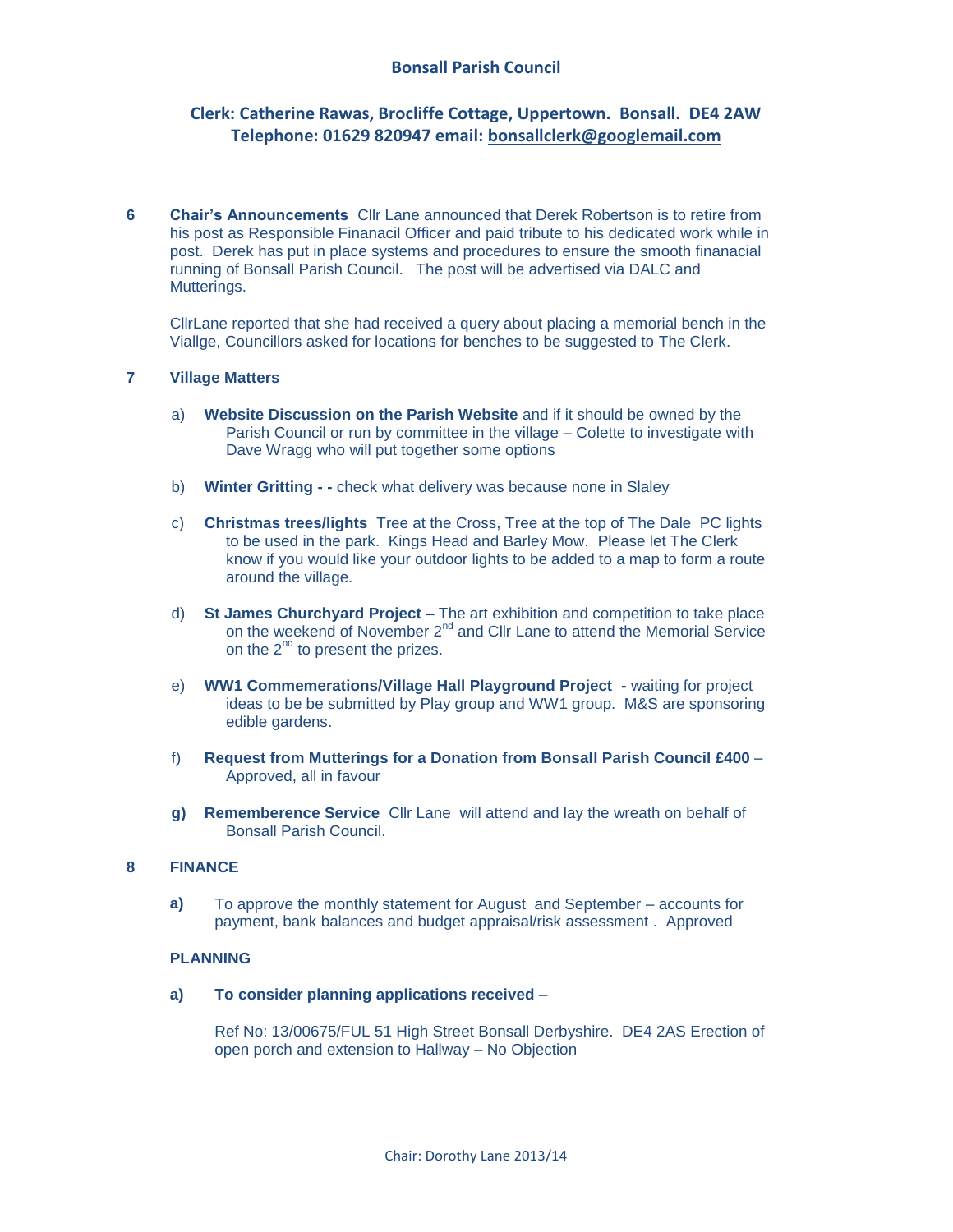**Bonsall Parish Council**

**Clerk: Catherine Rawas, Brocliffe Cottage, Uppertown. Bonsall. DE4 2AW**
**Telephone: 01629 820947 email: bonsallclerk@googlemail.com**

**6 Chair's Announcements** Cllr Lane announced that Derek Robertson is to retire from his post as Responsible Finanacil Officer and paid tribute to his dedicated work while in post. Derek has put in place systems and procedures to ensure the smooth finanacial running of Bonsall Parish Council. The post will be advertised via DALC and Mutterings.

CllrLane reported that she had received a query about placing a memorial bench in the Viallge, Councillors asked for locations for benches to be suggested to The Clerk.

**7 Village Matters**

a) **Website Discussion on the Parish Website** and if it should be owned by the Parish Council or run by committee in the village – Colette to investigate with Dave Wragg who will put together some options

b) **Winter Gritting - -** check what delivery was because none in Slaley

c) **Christmas trees/lights** Tree at the Cross, Tree at the top of The Dale PC lights to be used in the park. Kings Head and Barley Mow. Please let The Clerk know if you would like your outdoor lights to be added to a map to form a route around the village.

d) **St James Churchyard Project –** The art exhibition and competition to take place on the weekend of November 2nd and Cllr Lane to attend the Memorial Service on the 2nd to present the prizes.

e) **WW1 Commemerations/Village Hall Playground Project -** waiting for project ideas to be be submitted by Play group and WW1 group. M&S are sponsoring edible gardens.

f) **Request from Mutterings for a Donation from Bonsall Parish Council £400** – Approved, all in favour

**g) Rememberence Service** Cllr Lane will attend and lay the wreath on behalf of Bonsall Parish Council.

**8 FINANCE**

**a)** To approve the monthly statement for August and September – accounts for payment, bank balances and budget appraisal/risk assessment . Approved

**PLANNING**

**a) To consider planning applications received** –

Ref No: 13/00675/FUL 51 High Street Bonsall Derbyshire. DE4 2AS Erection of open porch and extension to Hallway – No Objection

Chair: Dorothy Lane 2013/14